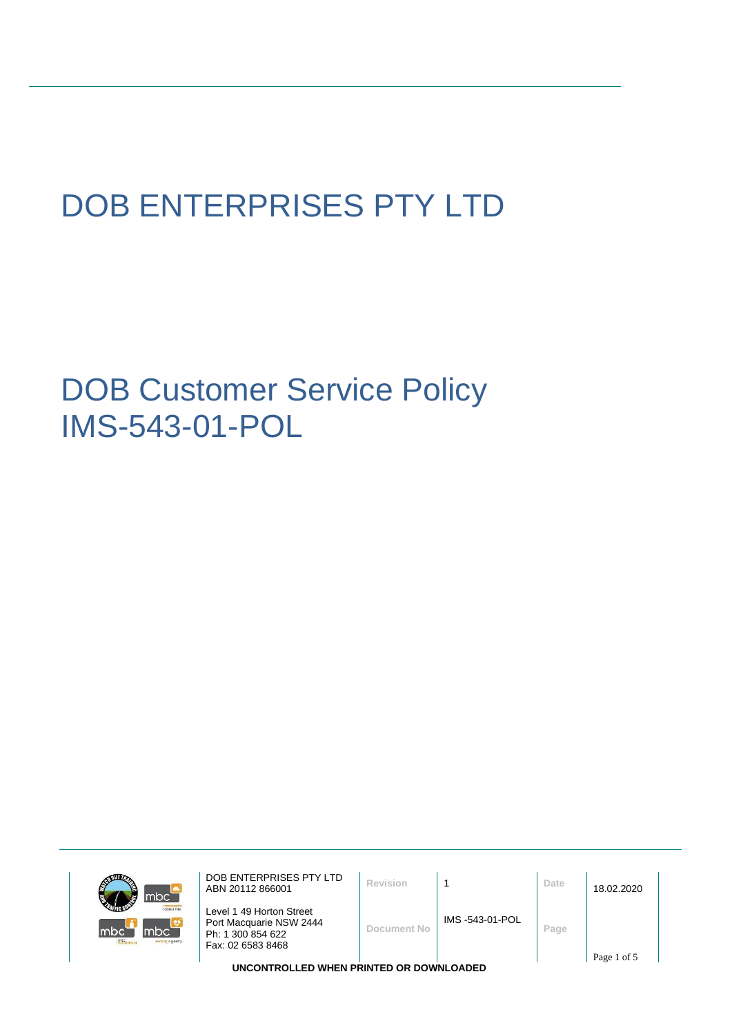# DOB ENTERPRISES PTY LTD

# DOB Customer Service Policy
# IMS-543-01-POL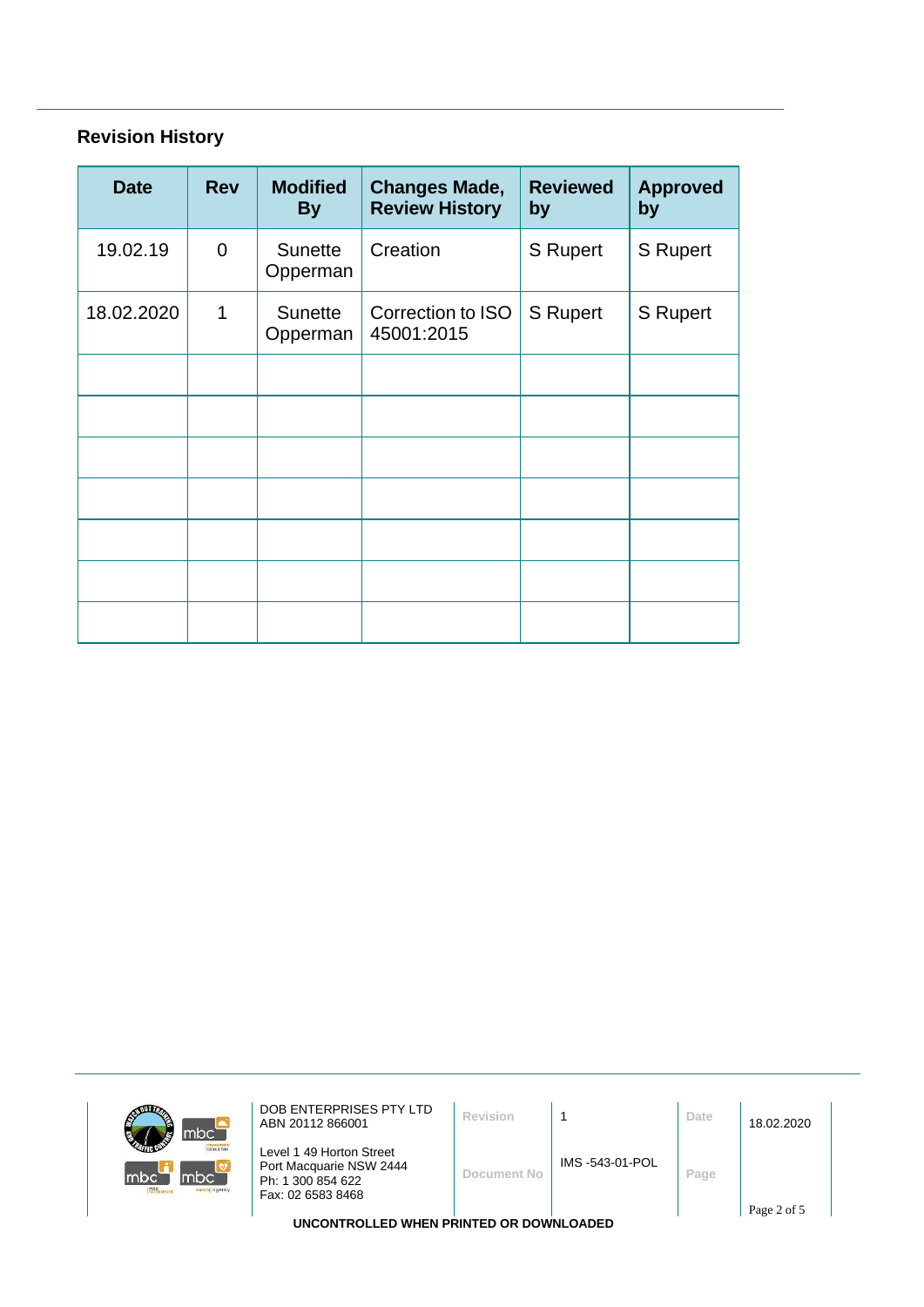## Revision History

| Date | Rev | Modified By | Changes Made, Review History | Reviewed by | Approved by |
|---|---|---|---|---|---|
| 19.02.19 | 0 | Sunette Opperman | Creation | S Rupert | S Rupert |
| 18.02.2020 | 1 | Sunette Opperman | Correction to ISO 45001:2015 | S Rupert | S Rupert |
| | | | | | |
| | | | | | |
| | | | | | |
| | | | | | |
| | | | | | |
| | | | | | |
| | | | | | |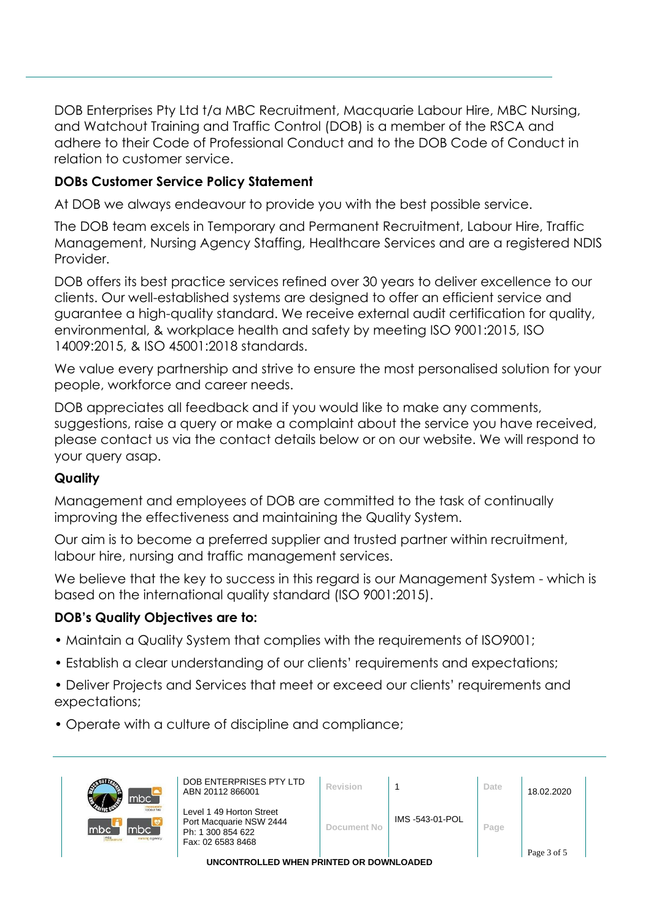DOB Enterprises Pty Ltd t/a MBC Recruitment, Macquarie Labour Hire, MBC Nursing, and Watchout Training and Traffic Control (DOB) is a member of the RSCA and adhere to their Code of Professional Conduct and to the DOB Code of Conduct in relation to customer service.

### DOBs Customer Service Policy Statement

At DOB we always endeavour to provide you with the best possible service.

The DOB team excels in Temporary and Permanent Recruitment, Labour Hire, Traffic Management, Nursing Agency Staffing, Healthcare Services and are a registered NDIS Provider.

DOB offers its best practice services refined over 30 years to deliver excellence to our clients. Our well-established systems are designed to offer an efficient service and guarantee a high-quality standard. We receive external audit certification for quality, environmental, & workplace health and safety by meeting ISO 9001:2015, ISO 14009:2015, & ISO 45001:2018 standards.

We value every partnership and strive to ensure the most personalised solution for your people, workforce and career needs.

DOB appreciates all feedback and if you would like to make any comments, suggestions, raise a query or make a complaint about the service you have received, please contact us via the contact details below or on our website. We will respond to your query asap.

### Quality

Management and employees of DOB are committed to the task of continually improving the effectiveness and maintaining the Quality System.

Our aim is to become a preferred supplier and trusted partner within recruitment, labour hire, nursing and traffic management services.

We believe that the key to success in this regard is our Management System - which is based on the international quality standard (ISO 9001:2015).

### DOB's Quality Objectives are to:

- Maintain a Quality System that complies with the requirements of ISO9001;
- Establish a clear understanding of our clients' requirements and expectations;
- Deliver Projects and Services that meet or exceed our clients' requirements and expectations;
- Operate with a culture of discipline and compliance;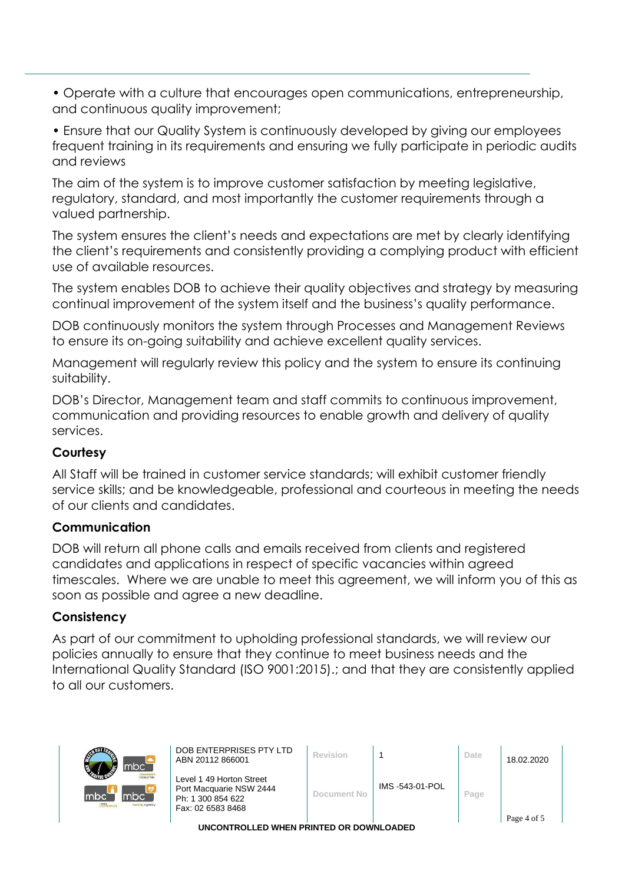• Operate with a culture that encourages open communications, entrepreneurship, and continuous quality improvement;

• Ensure that our Quality System is continuously developed by giving our employees frequent training in its requirements and ensuring we fully participate in periodic audits and reviews

The aim of the system is to improve customer satisfaction by meeting legislative, regulatory, standard, and most importantly the customer requirements through a valued partnership.

The system ensures the client's needs and expectations are met by clearly identifying the client's requirements and consistently providing a complying product with efficient use of available resources.

The system enables DOB to achieve their quality objectives and strategy by measuring continual improvement of the system itself and the business's quality performance.

DOB continuously monitors the system through Processes and Management Reviews to ensure its on-going suitability and achieve excellent quality services.

Management will regularly review this policy and the system to ensure its continuing suitability.

DOB's Director, Management team and staff commits to continuous improvement, communication and providing resources to enable growth and delivery of quality services.

**Courtesy**

All Staff will be trained in customer service standards; will exhibit customer friendly service skills; and be knowledgeable, professional and courteous in meeting the needs of our clients and candidates.

**Communication**

DOB will return all phone calls and emails received from clients and registered candidates and applications in respect of specific vacancies within agreed timescales. Where we are unable to meet this agreement, we will inform you of this as soon as possible and agree a new deadline.

**Consistency**

As part of our commitment to upholding professional standards, we will review our policies annually to ensure that they continue to meet business needs and the International Quality Standard (ISO 9001:2015).; and that they are consistently applied to all our customers.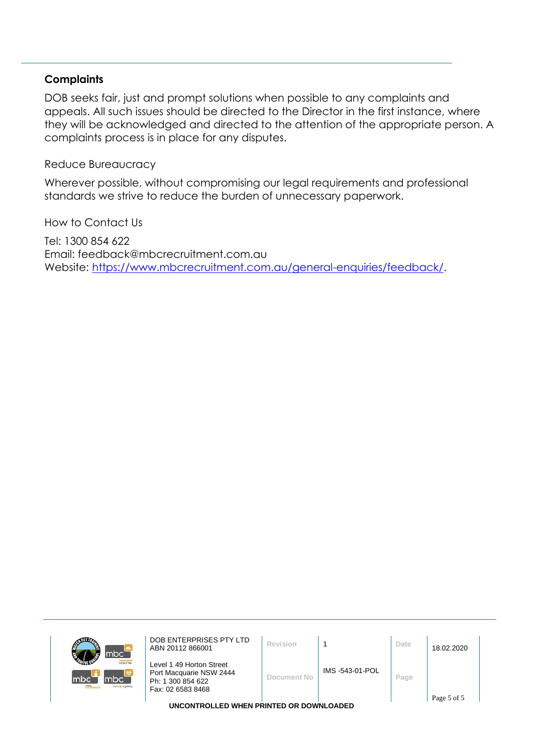## Complaints

DOB seeks fair, just and prompt solutions when possible to any complaints and appeals. All such issues should be directed to the Director in the first instance, where they will be acknowledged and directed to the attention of the appropriate person. A complaints process is in place for any disputes.

### Reduce Bureaucracy

Wherever possible, without compromising our legal requirements and professional standards we strive to reduce the burden of unnecessary paperwork.

### How to Contact Us

Tel: 1300 854 622
Email: feedback@mbcrecruitment.com.au
Website: https://www.mbcrecruitment.com.au/general-enquiries/feedback/.